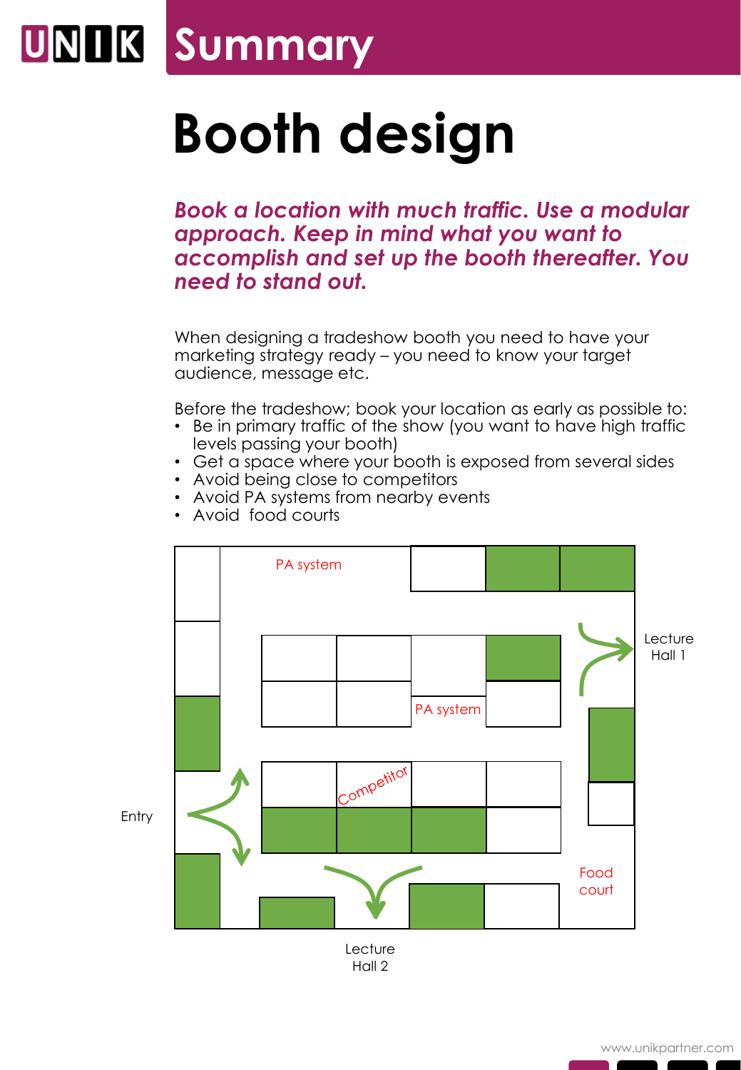# Booth design

***Book a location with much traffic. Use a modular approach. Keep in mind what you want to accomplish and set up the booth thereafter. You need to stand out.***

When designing a tradeshow booth you need to have your marketing strategy ready – you need to know your target audience, message etc.

Before the tradeshow; book your location as early as possible to:

- Be in primary traffic of the show (you want to have high traffic levels passing your booth)
- Get a space where your booth is exposed from several sides
- Avoid being close to competitors
- Avoid PA systems from nearby events
- Avoid food courts

PA system

Lecture Hall 1

PA system

Entry

Competitor

Food court

Lecture Hall 2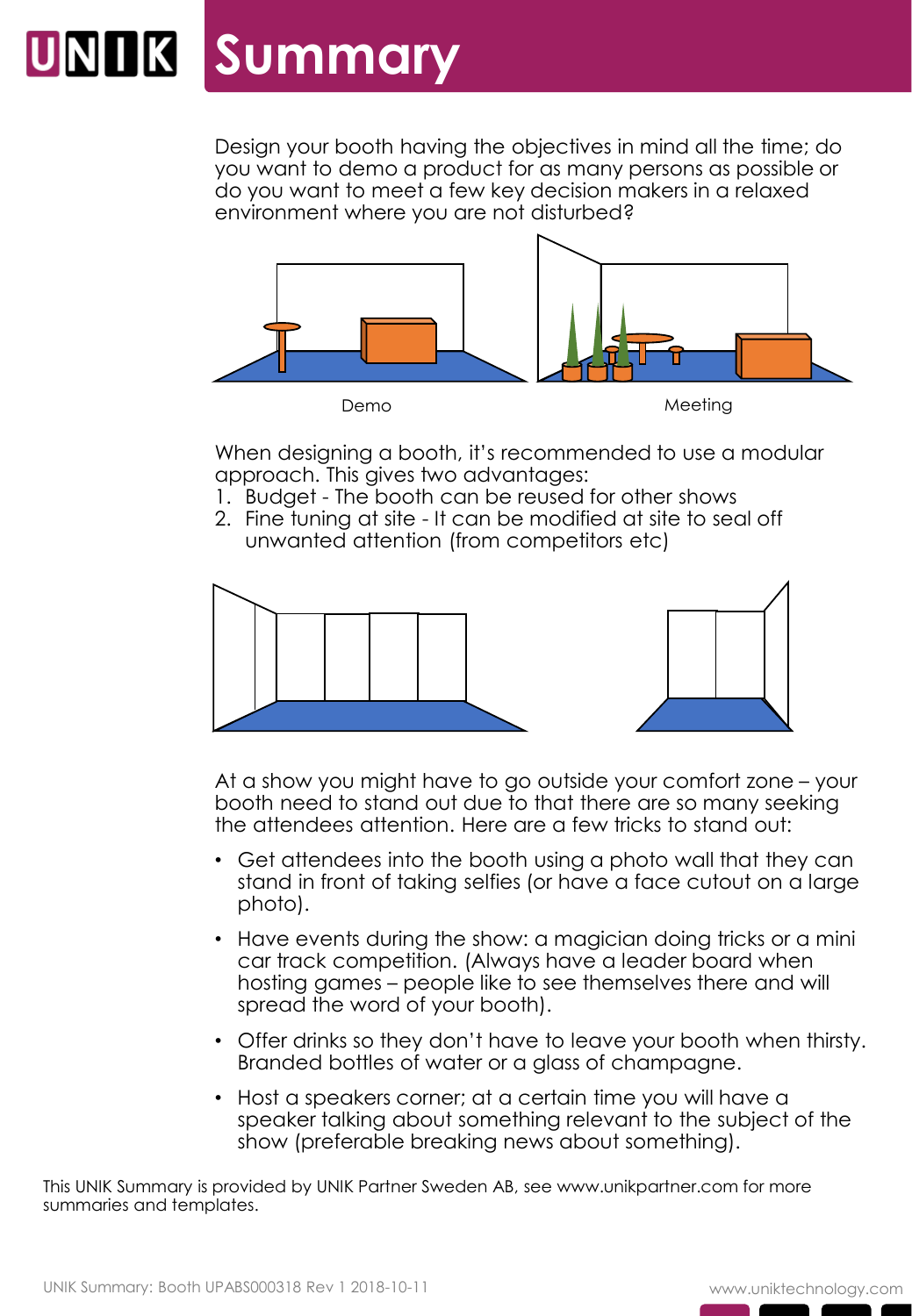# Summary

Design your booth having the objectives in mind all the time; do you want to demo a product for as many persons as possible or do you want to meet a few key decision makers in a relaxed environment where you are not disturbed?

Demo

Meeting

When designing a booth, it's recommended to use a modular approach. This gives two advantages:

1. Budget - The booth can be reused for other shows
2. Fine tuning at site - It can be modified at site to seal off unwanted attention (from competitors etc)

At a show you might have to go outside your comfort zone – your booth need to stand out due to that there are so many seeking the attendees attention. Here are a few tricks to stand out:

- Get attendees into the booth using a photo wall that they can stand in front of taking selfies (or have a face cutout on a large photo).
- Have events during the show: a magician doing tricks or a mini car track competition. (Always have a leader board when hosting games – people like to see themselves there and will spread the word of your booth).
- Offer drinks so they don't have to leave your booth when thirsty. Branded bottles of water or a glass of champagne.
- Host a speakers corner; at a certain time you will have a speaker talking about something relevant to the subject of the show (preferable breaking news about something).

This UNIK Summary is provided by UNIK Partner Sweden AB, see www.unikpartner.com for more summaries and templates.